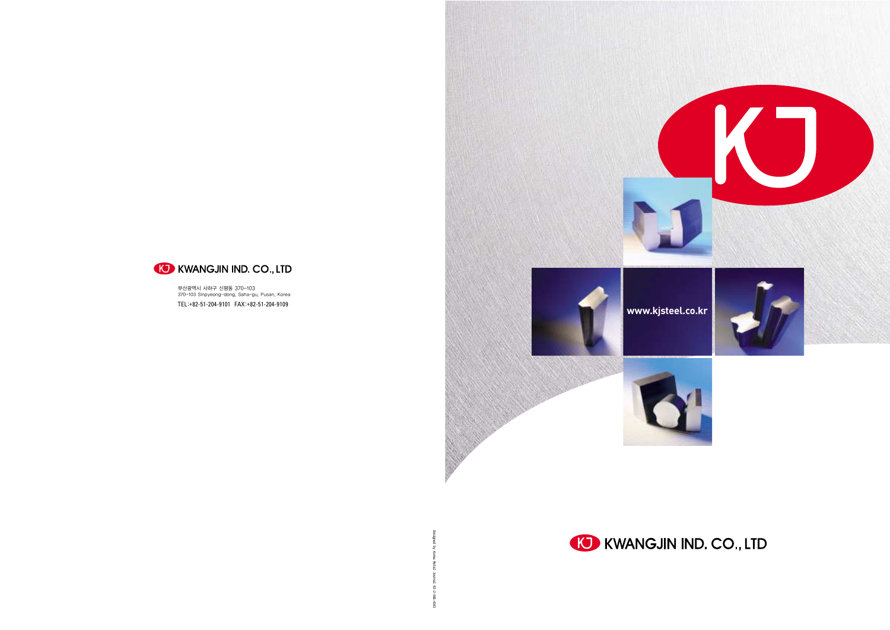KWANGJIN IND. CO., LTD

부산광역시 사하구 신평동 370-103
370-103 Sinpyeong-dong, Saha-gu, Pusan, Korea

TEL:+82-51-204-9101 FAX:+82-51-204-9109

Designed by Korea Metal Journal. 82-2-588-4581

KJ

www.kjsteel.co.kr

KWANGJIN IND. CO., LTD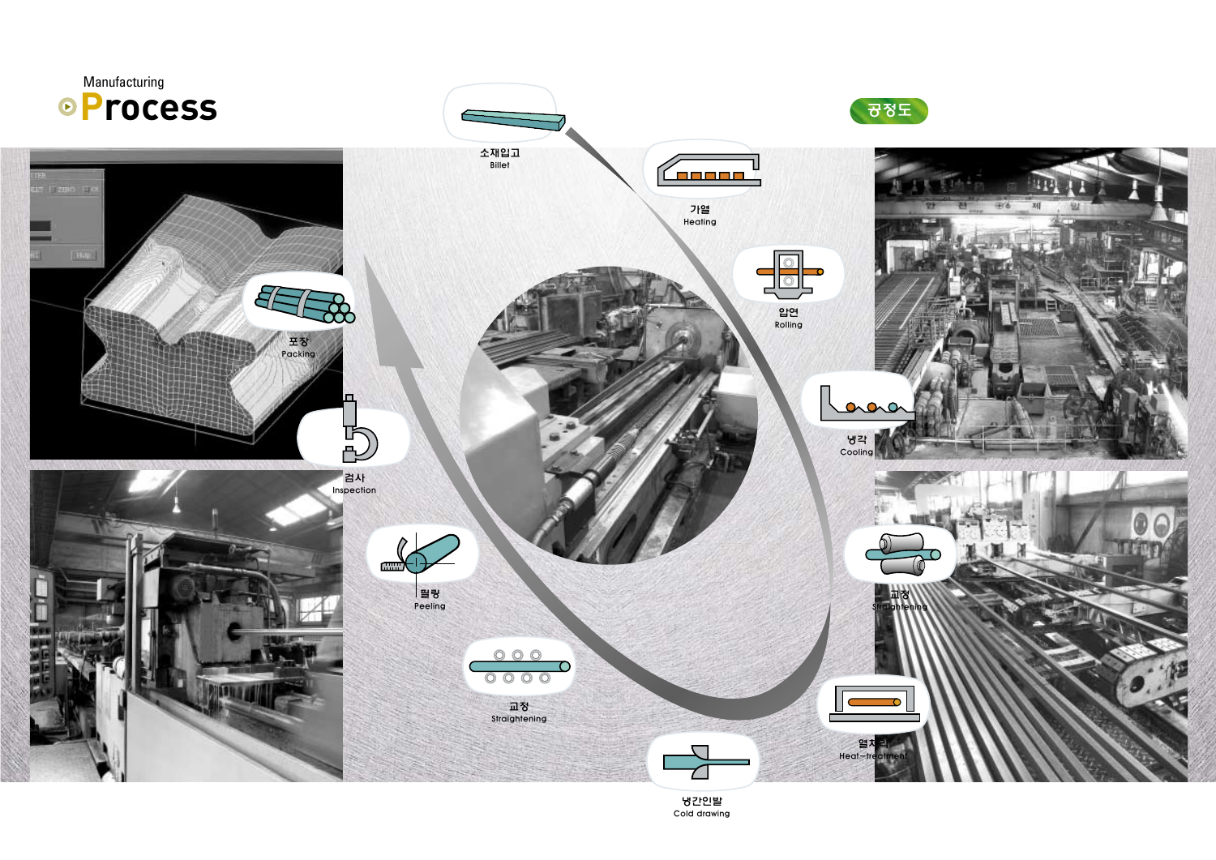Manufacturing

# Process

공정도

소재입고
Billet

가열
Heating

압연
Rolling

냉각
Cooling

교정
Straightening

열처리
Heat-treatment

냉간인발
Cold drawing

교정
Straightening

필링
Peeling

검사
Inspection

포장
Packing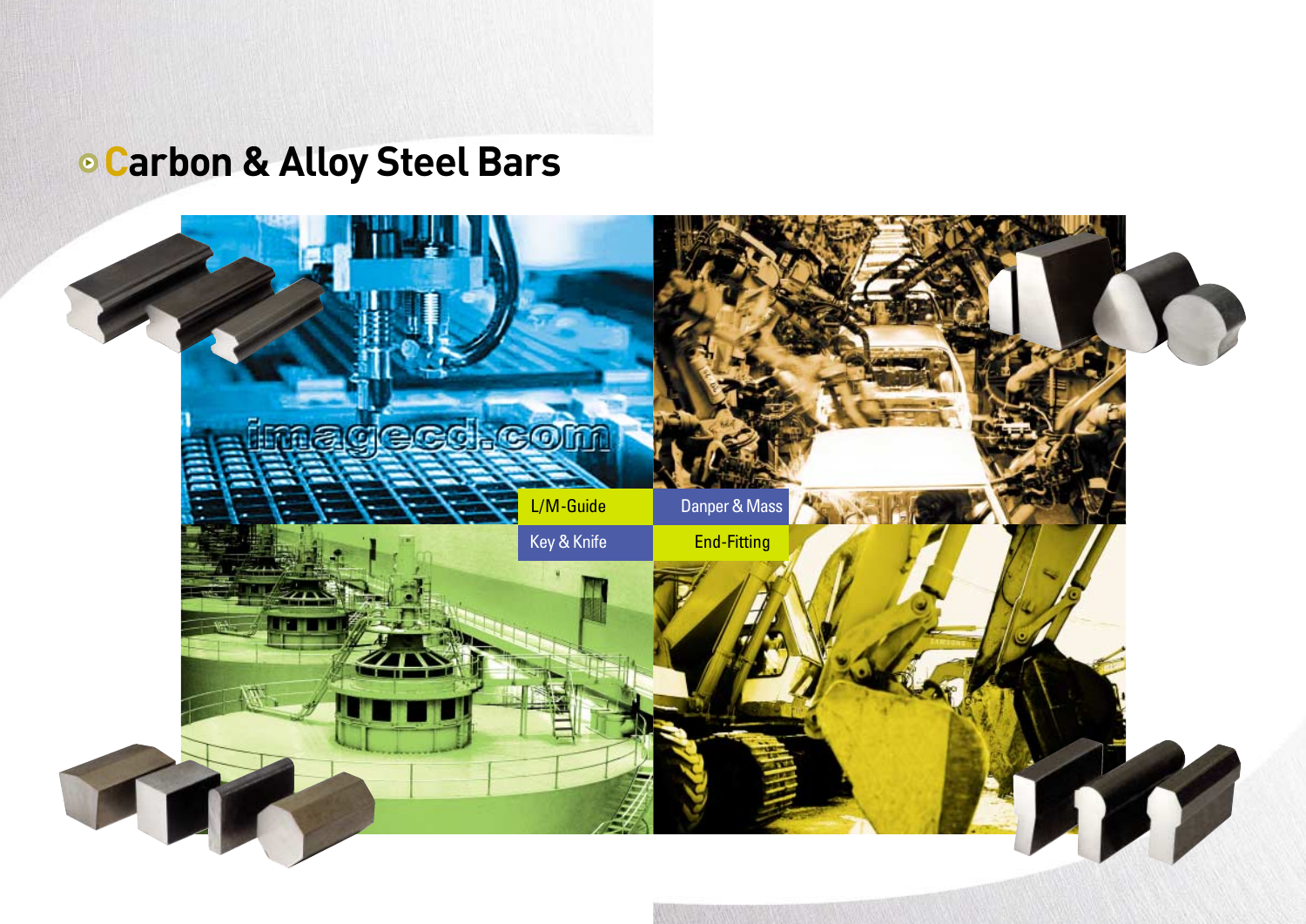# Carbon & Alloy Steel Bars

L/M-Guide

Danper & Mass

Key & Knife

End-Fitting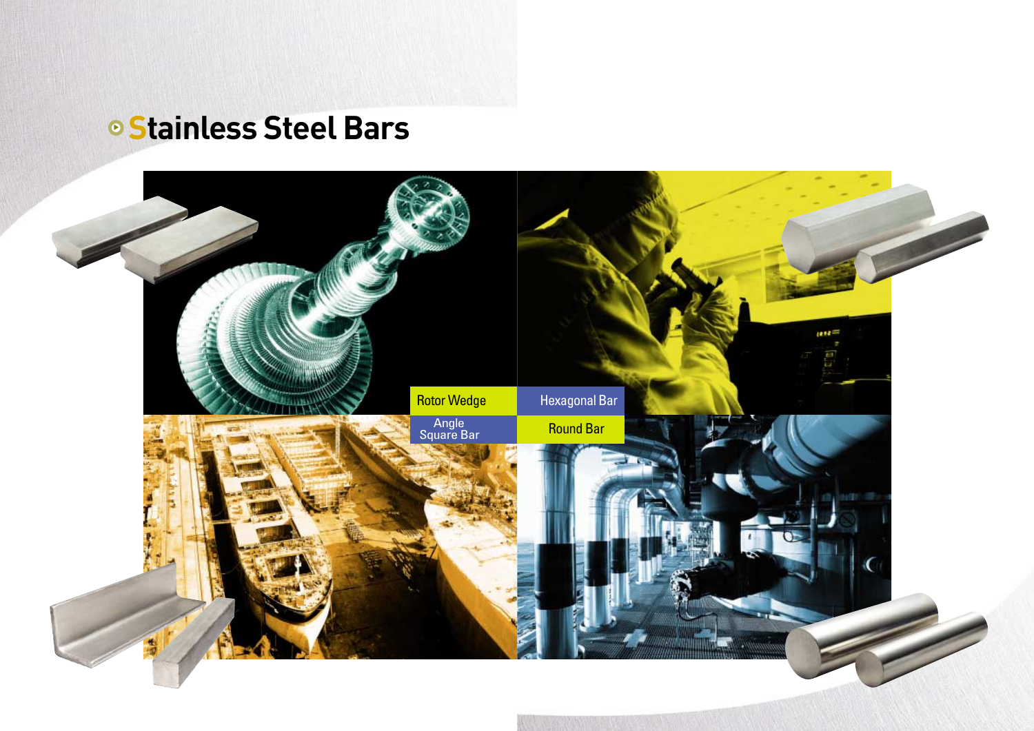# Stainless Steel Bars

Rotor Wedge

Hexagonal Bar

Angle
Square Bar

Round Bar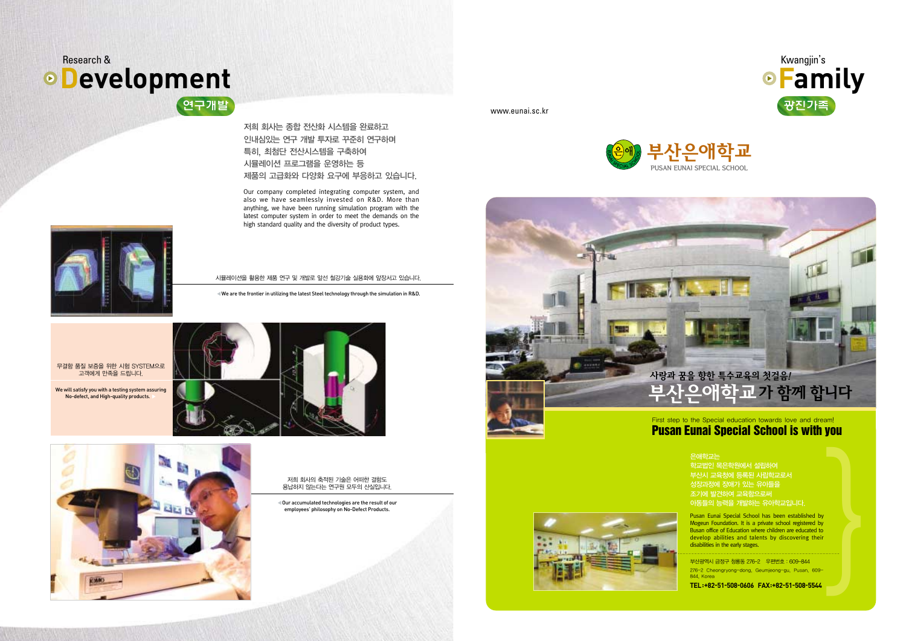Research &

# Development

## 연구개발

저희 회사는 종합 전산화 시스템을 완료하고
인내심있는 연구 개발 투자로 꾸준히 연구하며
특히, 최첨단 전산시스템을 구축하여
시뮬레이션 프로그램을 운영하는 등
제품의 고급화와 다양화 요구에 부응하고 있습니다.

Our company completed integrating computer system, and also we have seamlessly invested on R&D. More than anything, we have been running simulation program with the latest computer system in order to meet the demands on the high standard quality and the diversity of product types.

시뮬레이션을 활용한 제품 연구 및 개발로 앞선 철강기술 실용화에 앞장서고 있습니다.

We are the frontier in utilizing the latest Steel technology through the simulation in R&D.

무결함 품질 보증을 위한 시험 SYSTEM으로
고객에게 만족을 드립니다.

**We will satisfy you with a testing system assuring No-defect, and High-quality products.**

저희 회사의 축적된 기술은 어떠한 결함도
용납하지 않는다는 연구원 모두의 산실입니다.

Our accumulated technologies are the result of our employees' philosophy on No-Defect Products.

Kwangjin's

# Family

## 광진가족

www.eunai.sc.kr

### 부산은애학교

PUSAN EUNAI SPECIAL SCHOOL

사랑과 꿈을 향한 특수교육의 첫걸음!

**부산은애학교가 함께 합니다**

First step to the Special education towards love and dream!

**Pusan Eunai Special School is with you**

은애학교는
학교법인 목은학원에서 설립하여
부산시 교육청에 등록된 사립학교로서
성장과정에 장애가 있는 유아들을
조기에 발견하여 교육함으로써
아동들의 능력을 개발하는 유아학교입니다.

Pusan Eunai Special School has been established by Mogeun Foundation. It is a private school registered by Busan office of Education where children are educated to develop abilities and talents by discovering their disabilities in the early stages.

부산광역시 금정구 청룡동 276-2 우편번호 : 609-844

276-2 Cheongryong-dong, Geumjeong-gu, Pusan, 609-844, Korea

**TEL:+82-51-508-0606 FAX:+82-51-508-5544**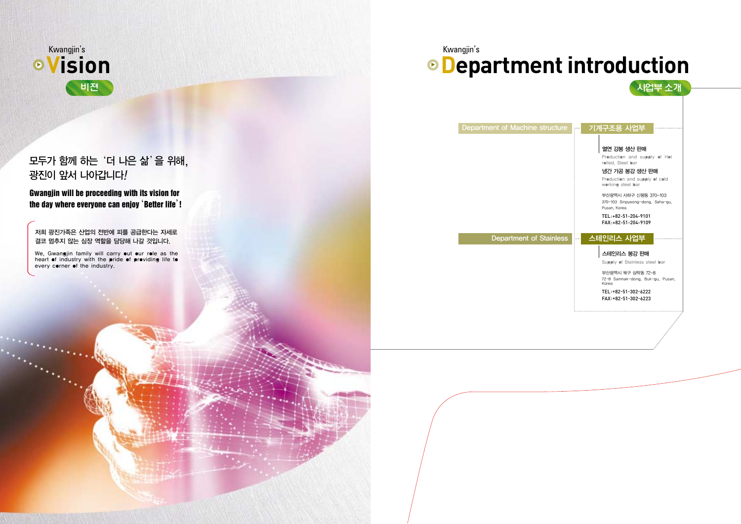Kwangjin's

# Vision

## 비전

모두가 함께 하는 '더 나은 삶'을 위해,
광진이 앞서 나아갑니다!

**Gwangjin will be proceeding with its vision for the day where everyone can enjoy 'Better life'!**

저희 광진가족은 산업의 전반에 피를 공급한다는 자세로 결코 멈추지 않는 심장 역할을 담당해 나갈 것입니다.

We, Gwangjin family will carry out our role as the heart of industry with the pride of providing life to every corner of the industry.

Kwangjin's

# Department introduction

## 사업부 소개

### Department of Machine structure — 기계구조용 사업부

열연 강봉 생산 판매

Production and supply of Hot rolled, Steel bar

냉간 가공 봉강 생산 판매

Production and supply of cold working steel bar

부산광역시 사하구 신평동 370-103

370-103 Sinpyeong-dong, Saha-gu, Pusan, Korea

TEL:+82-51-204-9101

FAX:+82-51-204-9109

### Department of Stainless — 스테인리스 사업부

스테인리스 봉강 판매

Supply of Stainless steel bar

부산광역시 북구 삼락동 72-8

72-8 Samnak-dong, Buk-gu, Pusan, Korea

TEL:+82-51-302-6222

FAX:+82-51-302-6223